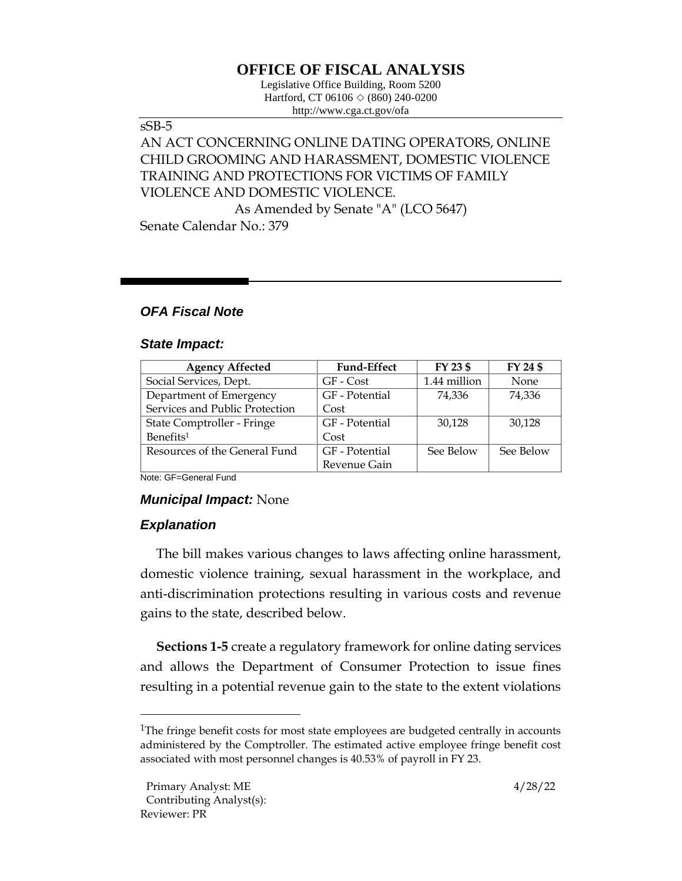# OFFICE OF FISCAL ANALYSIS

Legislative Office Building, Room 5200
Hartford, CT 06106 ◇ (860) 240-0200
http://www.cga.ct.gov/ofa

sSB-5

AN ACT CONCERNING ONLINE DATING OPERATORS, ONLINE CHILD GROOMING AND HARASSMENT, DOMESTIC VIOLENCE TRAINING AND PROTECTIONS FOR VICTIMS OF FAMILY VIOLENCE AND DOMESTIC VIOLENCE.

As Amended by Senate "A" (LCO 5647)

Senate Calendar No.: 379

## *OFA Fiscal Note*

### *State Impact:*

| Agency Affected | Fund-Effect | FY 23 $ | FY 24 $ |
|---|---|---|---|
| Social Services, Dept. | GF - Cost | 1.44 million | None |
| Department of Emergency Services and Public Protection | GF - Potential Cost | 74,336 | 74,336 |
| State Comptroller - Fringe Benefits[1] | GF - Potential Cost | 30,128 | 30,128 |
| Resources of the General Fund | GF - Potential Revenue Gain | See Below | See Below |

Note: GF=General Fund

### *Municipal Impact:* None

### *Explanation*

The bill makes various changes to laws affecting online harassment, domestic violence training, sexual harassment in the workplace, and anti-discrimination protections resulting in various costs and revenue gains to the state, described below.

**Sections 1-5** create a regulatory framework for online dating services and allows the Department of Consumer Protection to issue fines resulting in a potential revenue gain to the state to the extent violations

[1]The fringe benefit costs for most state employees are budgeted centrally in accounts administered by the Comptroller. The estimated active employee fringe benefit cost associated with most personnel changes is 40.53% of payroll in FY 23.

Primary Analyst: ME
Contributing Analyst(s):
Reviewer: PR

4/28/22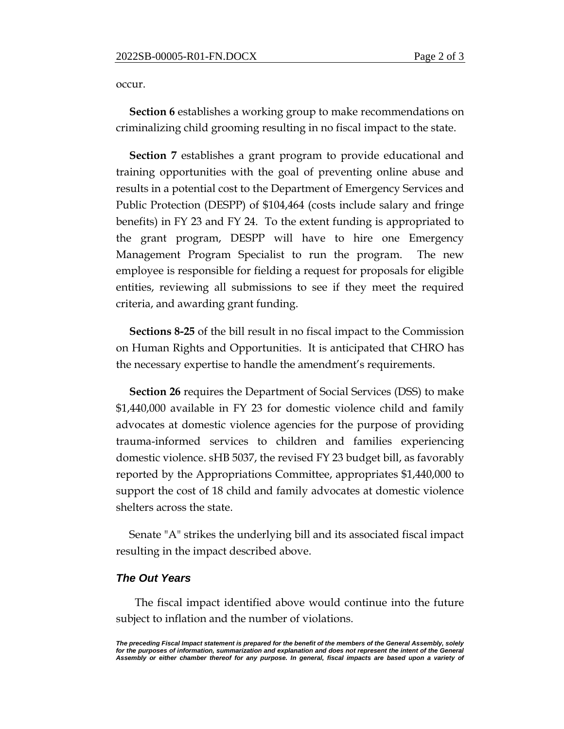occur.

**Section 6** establishes a working group to make recommendations on criminalizing child grooming resulting in no fiscal impact to the state.

**Section 7** establishes a grant program to provide educational and training opportunities with the goal of preventing online abuse and results in a potential cost to the Department of Emergency Services and Public Protection (DESPP) of $104,464 (costs include salary and fringe benefits) in FY 23 and FY 24. To the extent funding is appropriated to the grant program, DESPP will have to hire one Emergency Management Program Specialist to run the program. The new employee is responsible for fielding a request for proposals for eligible entities, reviewing all submissions to see if they meet the required criteria, and awarding grant funding.

**Sections 8-25** of the bill result in no fiscal impact to the Commission on Human Rights and Opportunities. It is anticipated that CHRO has the necessary expertise to handle the amendment's requirements.

**Section 26** requires the Department of Social Services (DSS) to make $1,440,000 available in FY 23 for domestic violence child and family advocates at domestic violence agencies for the purpose of providing trauma-informed services to children and families experiencing domestic violence. sHB 5037, the revised FY 23 budget bill, as favorably reported by the Appropriations Committee, appropriates $1,440,000 to support the cost of 18 child and family advocates at domestic violence shelters across the state.

Senate "A" strikes the underlying bill and its associated fiscal impact resulting in the impact described above.

### *The Out Years*

The fiscal impact identified above would continue into the future subject to inflation and the number of violations.

***The preceding Fiscal Impact statement is prepared for the benefit of the members of the General Assembly, solely for the purposes of information, summarization and explanation and does not represent the intent of the General Assembly or either chamber thereof for any purpose. In general, fiscal impacts are based upon a variety of***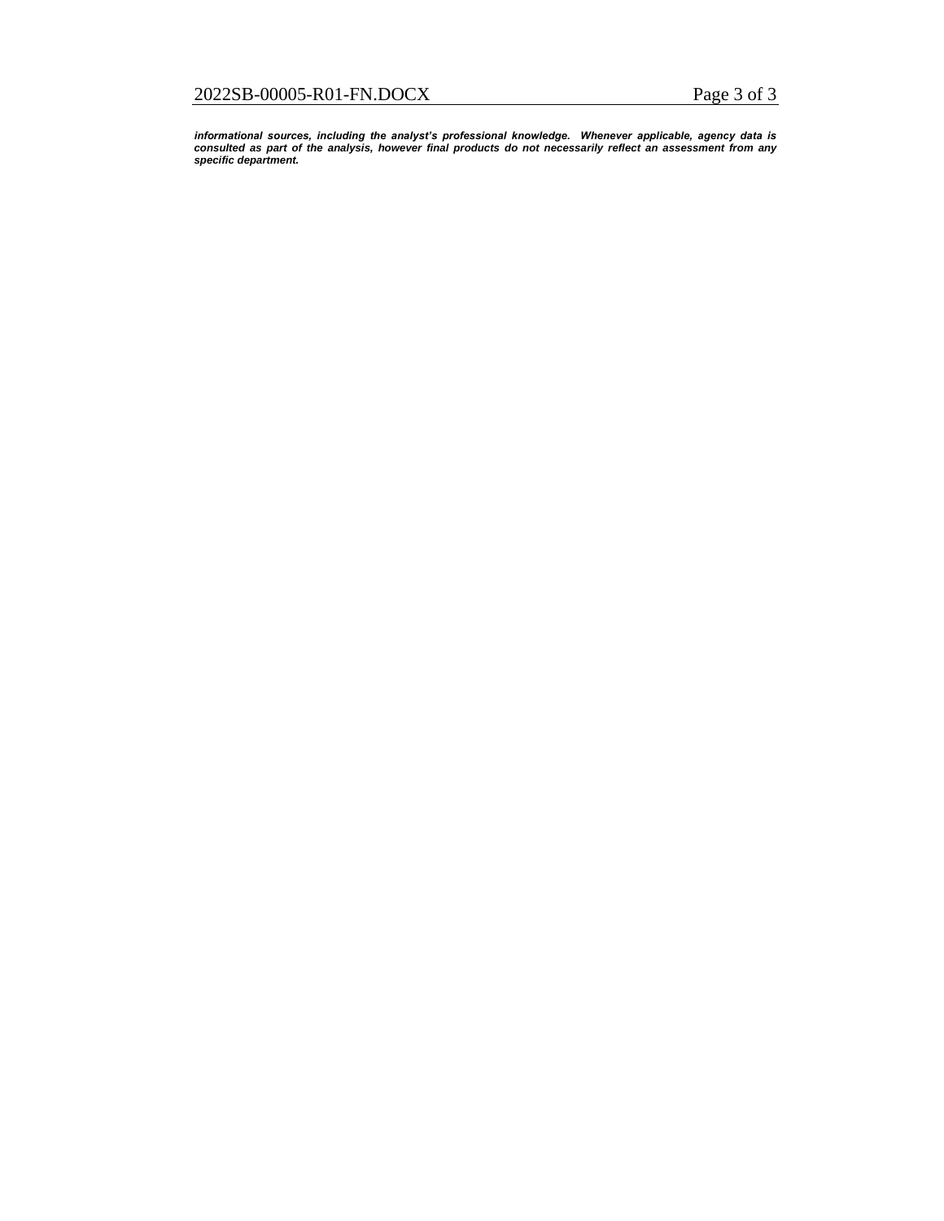***informational sources, including the analyst's professional knowledge. Whenever applicable, agency data is consulted as part of the analysis, however final products do not necessarily reflect an assessment from any specific department.***